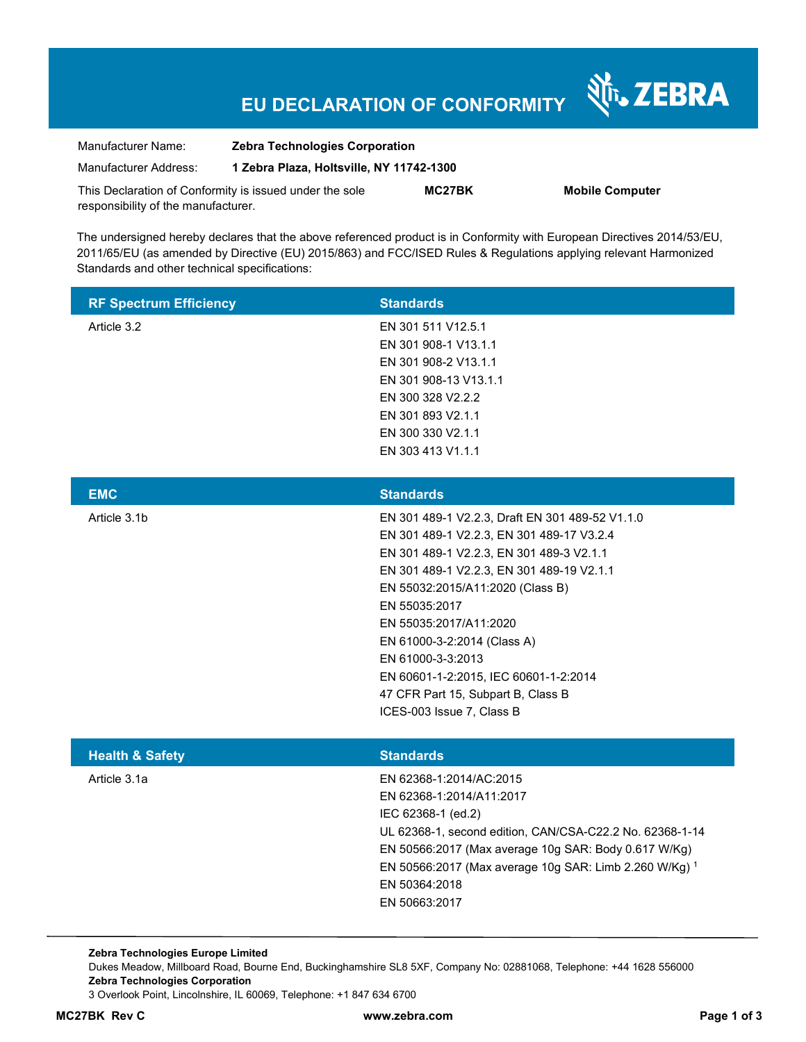# EU DECLARATION OF CONFORMITY

ZEBRA

| | |
|---|---|
| Manufacturer Name: | **Zebra Technologies Corporation** |
| Manufacturer Address: | **1 Zebra Plaza, Holtsville, NY 11742-1300** |

This Declaration of Conformity is issued under the sole responsibility of the manufacturer. **MC27BK** **Mobile Computer**

The undersigned hereby declares that the above referenced product is in Conformity with European Directives 2014/53/EU, 2011/65/EU (as amended by Directive (EU) 2015/863) and FCC/ISED Rules & Regulations applying relevant Harmonized Standards and other technical specifications:

| RF Spectrum Efficiency | Standards |
|---|---|
| Article 3.2 | EN 301 511 V12.5.1<br>EN 301 908-1 V13.1.1<br>EN 301 908-2 V13.1.1<br>EN 301 908-13 V13.1.1<br>EN 300 328 V2.2.2<br>EN 301 893 V2.1.1<br>EN 300 330 V2.1.1<br>EN 303 413 V1.1.1 |

| EMC | Standards |
|---|---|
| Article 3.1b | EN 301 489-1 V2.2.3, Draft EN 301 489-52 V1.1.0<br>EN 301 489-1 V2.2.3, EN 301 489-17 V3.2.4<br>EN 301 489-1 V2.2.3, EN 301 489-3 V2.1.1<br>EN 301 489-1 V2.2.3, EN 301 489-19 V2.1.1<br>EN 55032:2015/A11:2020 (Class B)<br>EN 55035:2017<br>EN 55035:2017/A11:2020<br>EN 61000-3-2:2014 (Class A)<br>EN 61000-3-3:2013<br>EN 60601-1-2:2015, IEC 60601-1-2:2014<br>47 CFR Part 15, Subpart B, Class B<br>ICES-003 Issue 7, Class B |

| Health & Safety | Standards |
|---|---|
| Article 3.1a | EN 62368-1:2014/AC:2015<br>EN 62368-1:2014/A11:2017<br>IEC 62368-1 (ed.2)<br>UL 62368-1, second edition, CAN/CSA-C22.2 No. 62368-1-14<br>EN 50566:2017 (Max average 10g SAR: Body 0.617 W/Kg)<br>EN 50566:2017 (Max average 10g SAR: Limb 2.260 W/Kg) [1]<br>EN 50364:2018<br>EN 50663:2017 |

**Zebra Technologies Europe Limited**
Dukes Meadow, Millboard Road, Bourne End, Buckinghamshire SL8 5XF, Company No: 02881068, Telephone: +44 1628 556000
**Zebra Technologies Corporation**
3 Overlook Point, Lincolnshire, IL 60069, Telephone: +1 847 634 6700

**MC27BK Rev C** **www.zebra.com**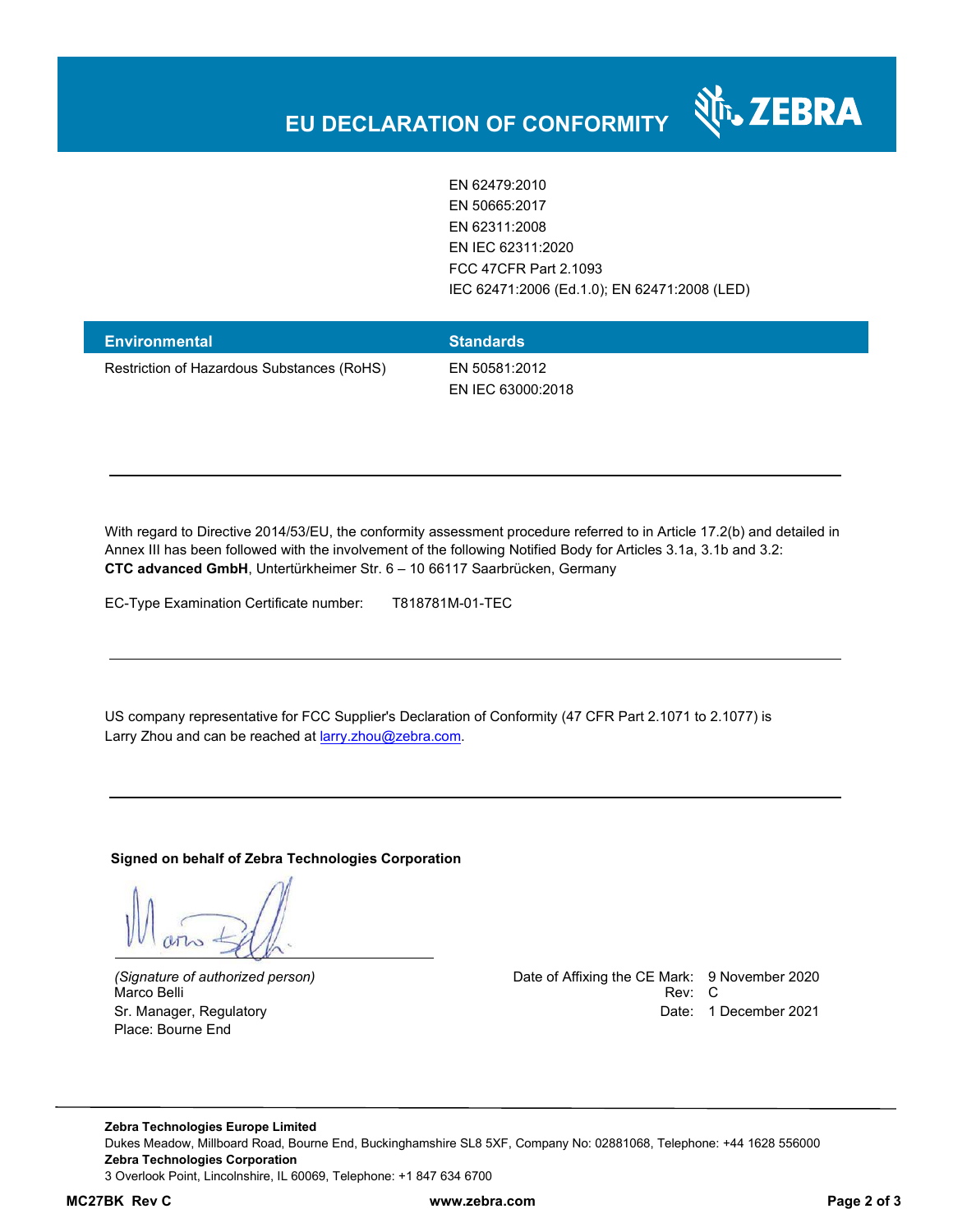# EU DECLARATION OF CONFORMITY

| | |
|---|---|
| | EN 62479:2010 |
| | EN 50665:2017 |
| | EN 62311:2008 |
| | EN IEC 62311:2020 |
| | FCC 47CFR Part 2.1093 |
| | IEC 62471:2006 (Ed.1.0); EN 62471:2008 (LED) |

| Environmental | Standards |
|---|---|
| Restriction of Hazardous Substances (RoHS) | EN 50581:2012<br>EN IEC 63000:2018 |

---

With regard to Directive 2014/53/EU, the conformity assessment procedure referred to in Article 17.2(b) and detailed in Annex III has been followed with the involvement of the following Notified Body for Articles 3.1a, 3.1b and 3.2:
**CTC advanced GmbH**, Untertürkheimer Str. 6 – 10 66117 Saarbrücken, Germany

EC-Type Examination Certificate number: T818781M-01-TEC

---

US company representative for FCC Supplier's Declaration of Conformity (47 CFR Part 2.1071 to 2.1077) is Larry Zhou and can be reached at larry.zhou@zebra.com.

---

**Signed on behalf of Zebra Technologies Corporation**

*(Signature of authorized person)*
Marco Belli
Sr. Manager, Regulatory
Place: Bourne End

Date of Affixing the CE Mark: 9 November 2020
Rev: C
Date: 1 December 2021

**Zebra Technologies Europe Limited**
Dukes Meadow, Millboard Road, Bourne End, Buckinghamshire SL8 5XF, Company No: 02881068, Telephone: +44 1628 556000
**Zebra Technologies Corporation**
3 Overlook Point, Lincolnshire, IL 60069, Telephone: +1 847 634 6700

**MC27BK Rev C** www.zebra.com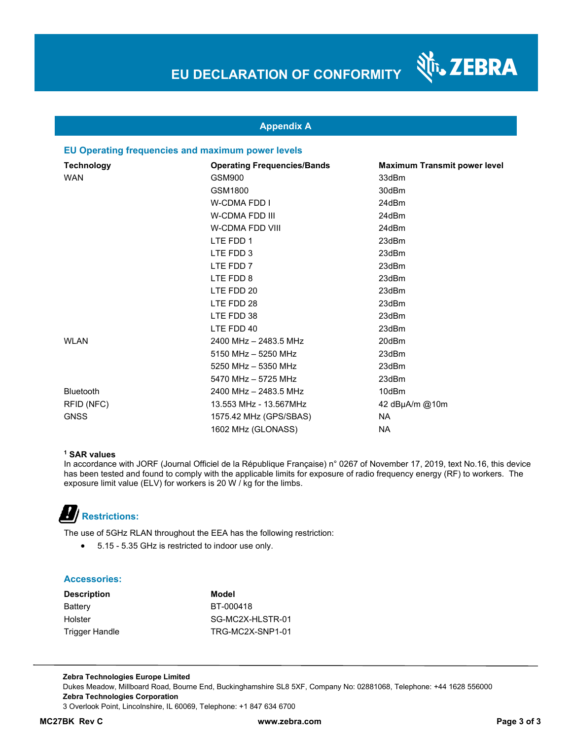# EU DECLARATION OF CONFORMITY

## Appendix A

### EU Operating frequencies and maximum power levels

| Technology | Operating Frequencies/Bands | Maximum Transmit power level |
|---|---|---|
| WAN | GSM900 | 33dBm |
| | GSM1800 | 30dBm |
| | W-CDMA FDD I | 24dBm |
| | W-CDMA FDD III | 24dBm |
| | W-CDMA FDD VIII | 24dBm |
| | LTE FDD 1 | 23dBm |
| | LTE FDD 3 | 23dBm |
| | LTE FDD 7 | 23dBm |
| | LTE FDD 8 | 23dBm |
| | LTE FDD 20 | 23dBm |
| | LTE FDD 28 | 23dBm |
| | LTE FDD 38 | 23dBm |
| | LTE FDD 40 | 23dBm |
| WLAN | 2400 MHz – 2483.5 MHz | 20dBm |
| | 5150 MHz – 5250 MHz | 23dBm |
| | 5250 MHz – 5350 MHz | 23dBm |
| | 5470 MHz – 5725 MHz | 23dBm |
| Bluetooth | 2400 MHz – 2483.5 MHz | 10dBm |
| RFID (NFC) | 13.553 MHz - 13.567MHz | 42 dBμA/m @10m |
| GNSS | 1575.42 MHz (GPS/SBAS) | NA |
| | 1602 MHz (GLONASS) | NA |

**[1] SAR values**

In accordance with JORF (Journal Officiel de la République Française) n° 0267 of November 17, 2019, text No.16, this device has been tested and found to comply with the applicable limits for exposure of radio frequency energy (RF) to workers. The exposure limit value (ELV) for workers is 20 W / kg for the limbs.

### Restrictions:

The use of 5GHz RLAN throughout the EEA has the following restriction:

- 5.15 - 5.35 GHz is restricted to indoor use only.

### Accessories:

| Description | Model |
|---|---|
| Battery | BT-000418 |
| Holster | SG-MC2X-HLSTR-01 |
| Trigger Handle | TRG-MC2X-SNP1-01 |

**Zebra Technologies Europe Limited**
Dukes Meadow, Millboard Road, Bourne End, Buckinghamshire SL8 5XF, Company No: 02881068, Telephone: +44 1628 556000
**Zebra Technologies Corporation**
3 Overlook Point, Lincolnshire, IL 60069, Telephone: +1 847 634 6700

**MC27BK Rev C** www.zebra.com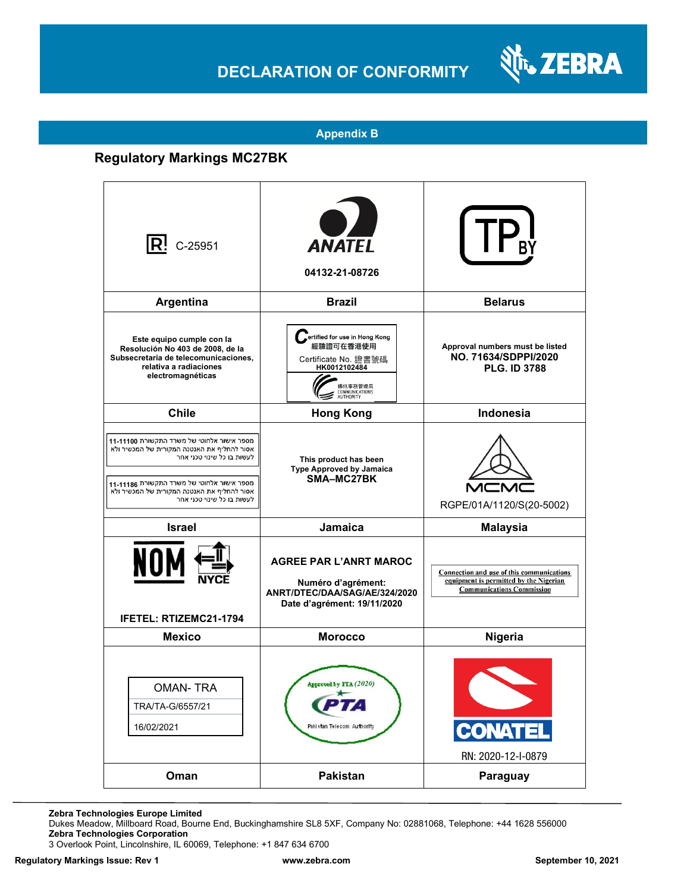# DECLARATION OF CONFORMITY

## Appendix B

### Regulatory Markings MC27BK

| | | |
|---|---|---|
| C-25951 | ANATEL<br>04132-21-08726 | TP BY |
| **Argentina** | **Brazil** | **Belarus** |
| Este equipo cumple con la Resolución No 403 de 2008, de la Subsecretaria de telecomunicaciones, relativa a radiaciones electromagnéticas | Certified for use in Hong Kong<br>經驗證可在香港使用<br>Certificate No. 證書號碼<br>HK0012102484<br>通訊事務管理局 COMMUNICATIONS AUTHORITY | Approval numbers must be listed<br>NO. 71634/SDPPI/2020<br>PLG. ID 3788 |
| **Chile** | **Hong Kong** | **Indonesia** |
| מספר אישור אלחוטי של משרד התקשורת 11-11100<br>אסור להחליף את האנטנה המקורית של המכשיר ולא לעשות בו כל שינוי טכני אחר<br><br>מספר אישור אלחוטי של משרד התקשורת 11-11186<br>אסור להחליף את האנטנה המקורית של המכשיר ולא לעשות בו כל שינוי טכני אחר | This product has been Type Approved by Jamaica<br>SMA–MC27BK | MCMC<br>RGPE/01A/1120/S(20-5002) |
| **Israel** | **Jamaica** | **Malaysia** |
| NOM NYCE<br>IFETEL: RTIZEMC21-1794 | AGREE PAR L'ANRT MAROC<br><br>Numéro d'agrément: ANRT/DTEC/DAA/SAG/AE/324/2020<br>Date d'agrément: 19/11/2020 | Connection and use of this communications equipment is permitted by the Nigerian Communications Commission |
| **Mexico** | **Morocco** | **Nigeria** |
| OMAN- TRA<br>TRA/TA-G/6557/21<br>16/02/2021 | Approved by PTA (2020)<br>PTA<br>Pakistan Telecom Authority | CONATEL<br>RN: 2020-12-I-0879 |
| **Oman** | **Pakistan** | **Paraguay** |

**Zebra Technologies Europe Limited**
Dukes Meadow, Millboard Road, Bourne End, Buckinghamshire SL8 5XF, Company No: 02881068, Telephone: +44 1628 556000
**Zebra Technologies Corporation**
3 Overlook Point, Lincolnshire, IL 60069, Telephone: +1 847 634 6700

**Regulatory Markings Issue: Rev 1** **www.zebra.com** **September 10, 2021**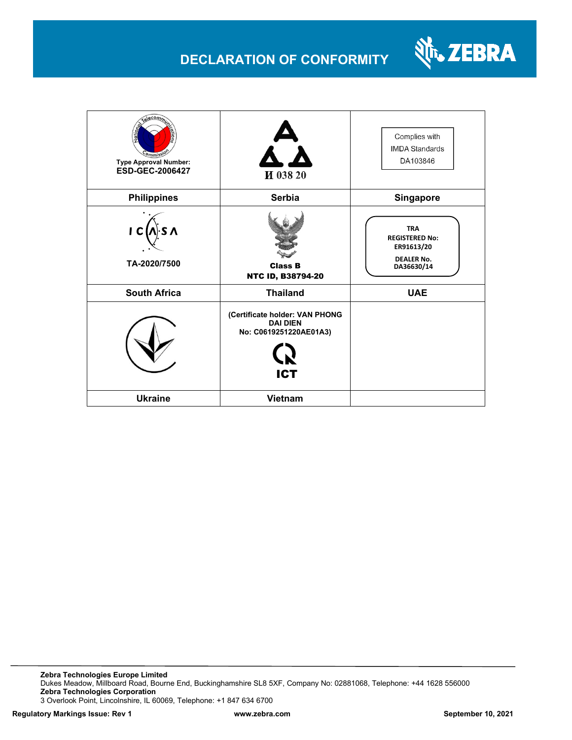# DECLARATION OF CONFORMITY

| | | |
|---|---|---|
| Type Approval Number: **ESD-GEC-2006427** | И 038 20 | Complies with IMDA Standards DA103846 |
| **Philippines** | **Serbia** | **Singapore** |
| TA-2020/7500 | **Class B** **NTC ID, B38794-20** | TRA REGISTERED No: ER91613/20 DEALER No. DA36630/14 |
| **South Africa** | **Thailand** | **UAE** |
| | **(Certificate holder: VAN PHONG DAI DIEN No: C0619251220AE01A3)** ICT | |
| **Ukraine** | **Vietnam** | |

**Zebra Technologies Europe Limited**
Dukes Meadow, Millboard Road, Bourne End, Buckinghamshire SL8 5XF, Company No: 02881068, Telephone: +44 1628 556000
**Zebra Technologies Corporation**
3 Overlook Point, Lincolnshire, IL 60069, Telephone: +1 847 634 6700

**Regulatory Markings Issue: Rev 1** **www.zebra.com** **September 10, 2021**